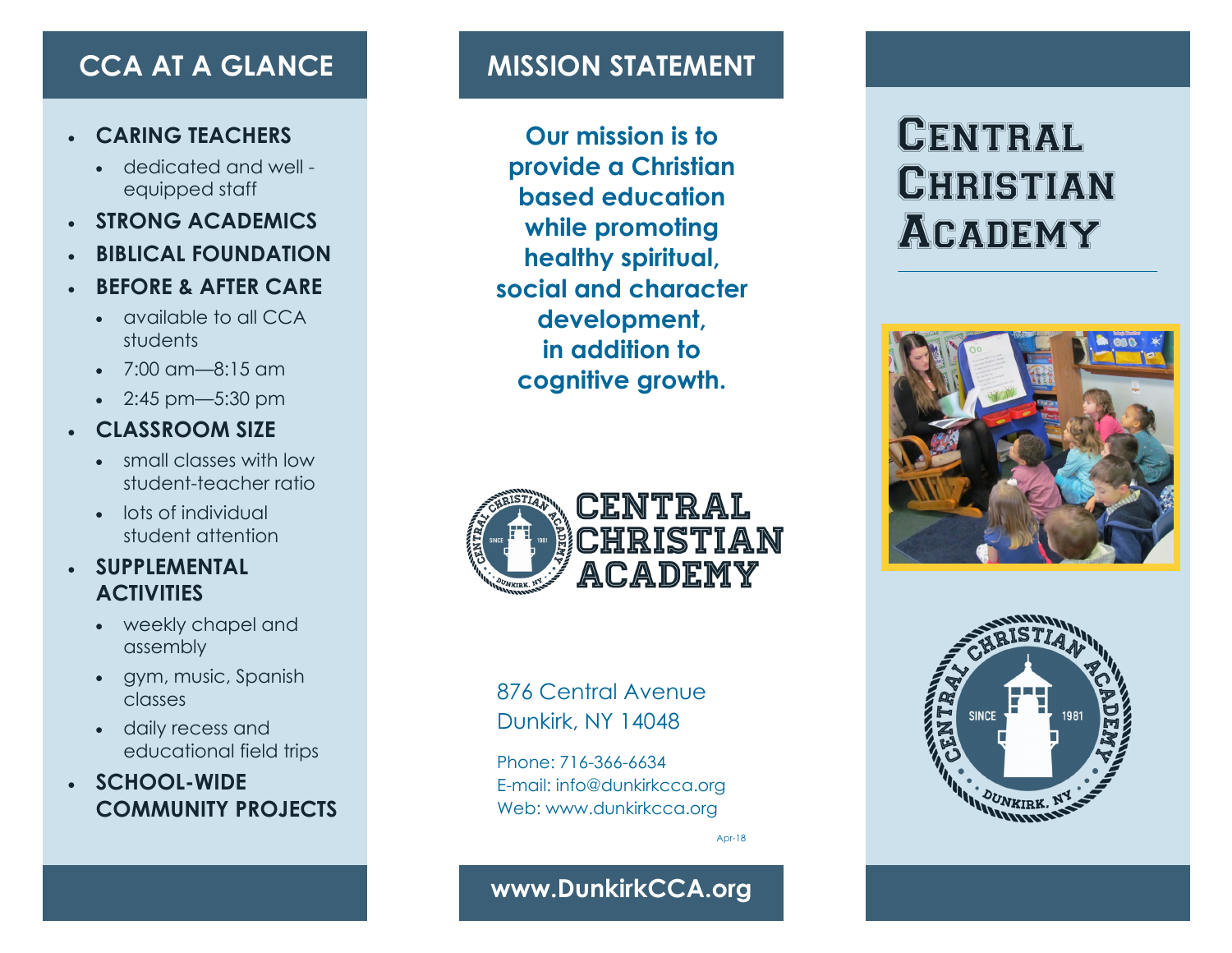## CCA AT A GLANCE

- **CARING TEACHERS**
  - dedicated and well - equipped staff
- **STRONG ACADEMICS**
- **BIBLICAL FOUNDATION**
- **BEFORE & AFTER CARE**
  - available to all CCA students
  - 7:00 am—8:15 am
  - 2:45 pm—5:30 pm
- **CLASSROOM SIZE**
  - small classes with low student-teacher ratio
  - lots of individual student attention
- **SUPPLEMENTAL ACTIVITIES**
  - weekly chapel and assembly
  - gym, music, Spanish classes
  - daily recess and educational field trips
- **SCHOOL-WIDE COMMUNITY PROJECTS**

## MISSION STATEMENT

**Our mission is to provide a Christian based education while promoting healthy spiritual, social and character development, in addition to cognitive growth.**

CENTRAL CHRISTIAN ACADEMY

876 Central Avenue
Dunkirk, NY 14048

Phone: 716-366-6634
E-mail: info@dunkirkcca.org
Web: www.dunkirkcca.org

Apr-18

**www.DunkirkCCA.org**

# CENTRAL CHRISTIAN ACADEMY

CENTRAL CHRISTIAN ACADEMY · SINCE 1981 · DUNKIRK, NY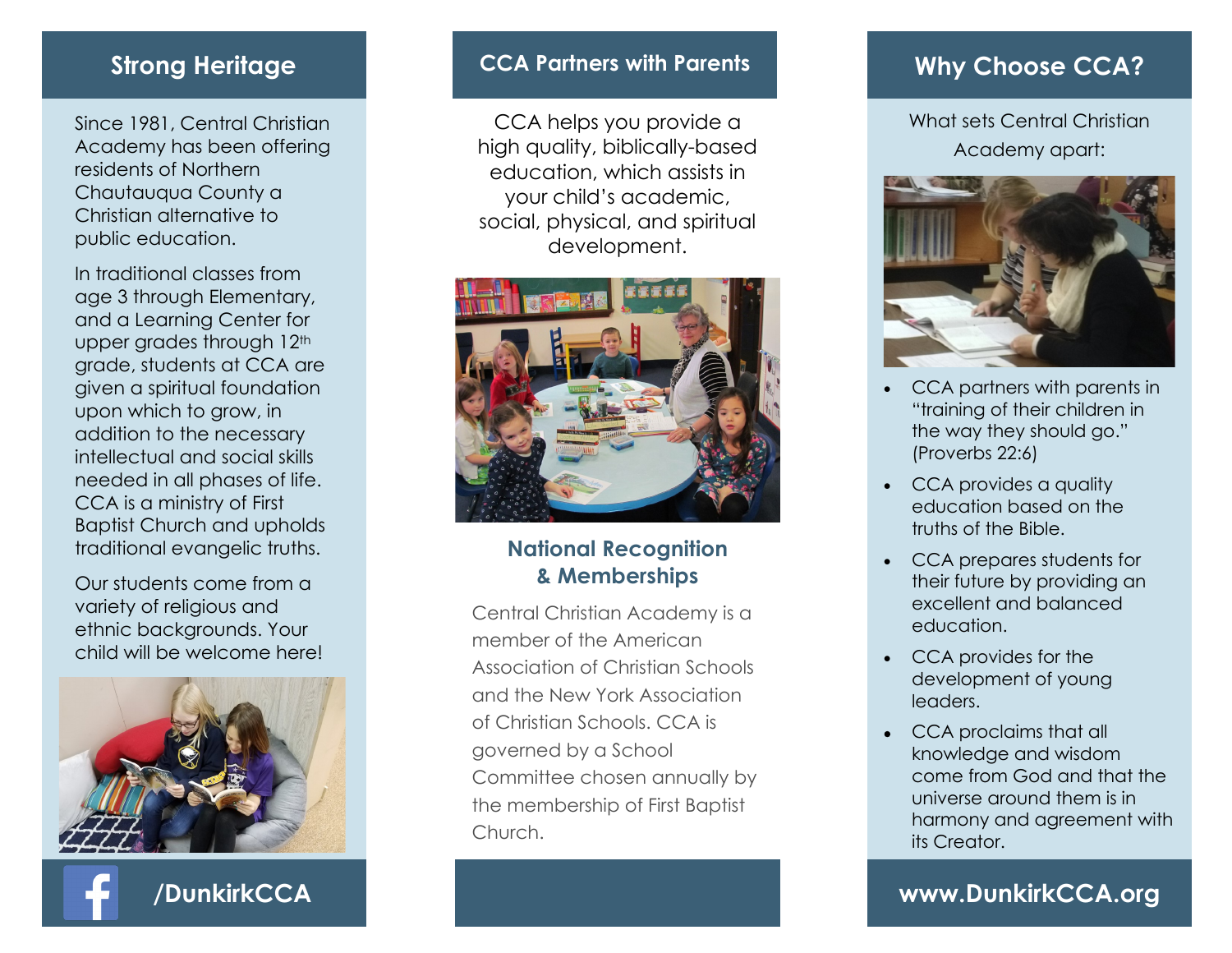## Strong Heritage

Since 1981, Central Christian Academy has been offering residents of Northern Chautauqua County a Christian alternative to public education.

In traditional classes from age 3 through Elementary, and a Learning Center for upper grades through 12th grade, students at CCA are given a spiritual foundation upon which to grow, in addition to the necessary intellectual and social skills needed in all phases of life. CCA is a ministry of First Baptist Church and upholds traditional evangelic truths.

Our students come from a variety of religious and ethnic backgrounds. Your child will be welcome here!

/DunkirkCCA

## CCA Partners with Parents

CCA helps you provide a high quality, biblically-based education, which assists in your child's academic, social, physical, and spiritual development.

### National Recognition & Memberships

Central Christian Academy is a member of the American Association of Christian Schools and the New York Association of Christian Schools. CCA is governed by a School Committee chosen annually by the membership of First Baptist Church.

## Why Choose CCA?

What sets Central Christian Academy apart:

- CCA partners with parents in "training of their children in the way they should go." (Proverbs 22:6)
- CCA provides a quality education based on the truths of the Bible.
- CCA prepares students for their future by providing an excellent and balanced education.
- CCA provides for the development of young leaders.
- CCA proclaims that all knowledge and wisdom come from God and that the universe around them is in harmony and agreement with its Creator.

**www.DunkirkCCA.org**